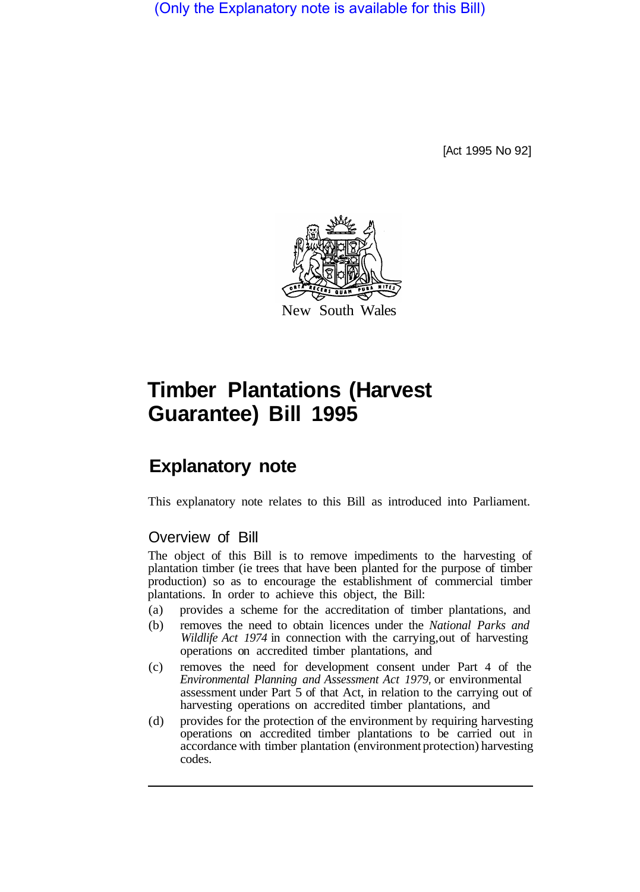(Only the Explanatory note is available for this Bill)

[Act 1995 No 92]

New South Wales

# Timber Plantations (Harvest Guarantee) Bill 1995

## Explanatory note

This explanatory note relates to this Bill as introduced into Parliament.

### Overview of Bill

The object of this Bill is to remove impediments to the harvesting of plantation timber (ie trees that have been planted for the purpose of timber production) so as to encourage the establishment of commercial timber plantations. In order to achieve this object, the Bill:

(a) provides a scheme for the accreditation of timber plantations, and

(b) removes the need to obtain licences under the *National Parks and Wildlife Act 1974* in connection with the carrying,out of harvesting operations on accredited timber plantations, and

(c) removes the need for development consent under Part 4 of the *Environmental Planning and Assessment Act 1979,* or environmental assessment under Part 5 of that Act, in relation to the carrying out of harvesting operations on accredited timber plantations, and

(d) provides for the protection of the environment by requiring harvesting operations on accredited timber plantations to be carried out in accordance with timber plantation (environment protection) harvesting codes.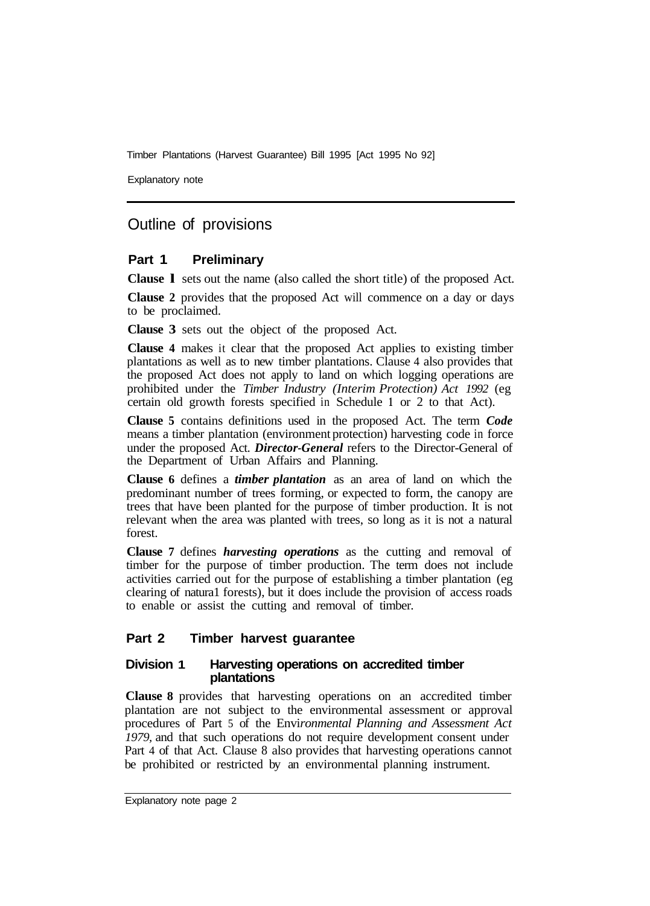## Outline of provisions

### Part 1 Preliminary

**Clause 1** sets out the name (also called the short title) of the proposed Act.

**Clause 2** provides that the proposed Act will commence on a day or days to be proclaimed.

**Clause 3** sets out the object of the proposed Act.

**Clause 4** makes it clear that the proposed Act applies to existing timber plantations as well as to new timber plantations. Clause 4 also provides that the proposed Act does not apply to land on which logging operations are prohibited under the *Timber Industry (Interim Protection) Act 1992* (eg certain old growth forests specified in Schedule 1 or 2 to that Act).

**Clause 5** contains definitions used in the proposed Act. The term ***Code*** means a timber plantation (environment protection) harvesting code in force under the proposed Act. ***Director-General*** refers to the Director-General of the Department of Urban Affairs and Planning.

**Clause 6** defines a ***timber plantation*** as an area of land on which the predominant number of trees forming, or expected to form, the canopy are trees that have been planted for the purpose of timber production. It is not relevant when the area was planted with trees, so long as it is not a natural forest.

**Clause 7** defines ***harvesting operations*** as the cutting and removal of timber for the purpose of timber production. The term does not include activities carried out for the purpose of establishing a timber plantation (eg clearing of natura1 forests), but it does include the provision of access roads to enable or assist the cutting and removal of timber.

### Part 2 Timber harvest guarantee

#### Division 1 Harvesting operations on accredited timber plantations

**Clause 8** provides that harvesting operations on an accredited timber plantation are not subject to the environmental assessment or approval procedures of Part 5 of the *Environmental Planning and Assessment Act 1979,* and that such operations do not require development consent under Part 4 of that Act. Clause 8 also provides that harvesting operations cannot be prohibited or restricted by an environmental planning instrument.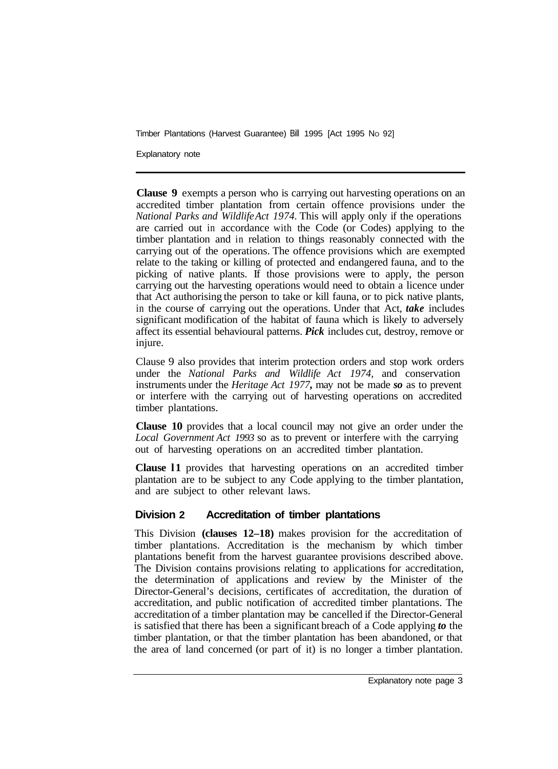**Clause 9** exempts a person who is carrying out harvesting operations on an accredited timber plantation from certain offence provisions under the *National Parks and Wildlife Act 1974*. This will apply only if the operations are carried out in accordance with the Code (or Codes) applying to the timber plantation and in relation to things reasonably connected with the carrying out of the operations. The offence provisions which are exempted relate to the taking or killing of protected and endangered fauna, and to the picking of native plants. If those provisions were to apply, the person carrying out the harvesting operations would need to obtain a licence under that Act authorising the person to take or kill fauna, or to pick native plants, in the course of carrying out the operations. Under that Act, ***take*** includes significant modification of the habitat of fauna which is likely to adversely affect its essential behavioural patterns. ***Pick*** includes cut, destroy, remove or injure.

Clause 9 also provides that interim protection orders and stop work orders under the *National Parks and Wildlife Act 1974,* and conservation instruments under the *Heritage Act 1977***,** may not be made ***so*** as to prevent or interfere with the carrying out of harvesting operations on accredited timber plantations.

**Clause 10** provides that a local council may not give an order under the *Local Government Act 1993* so as to prevent or interfere with the carrying out of harvesting operations on an accredited timber plantation.

**Clause 11** provides that harvesting operations on an accredited timber plantation are to be subject to any Code applying to the timber plantation, and are subject to other relevant laws.

## Division 2 Accreditation of timber plantations

This Division **(clauses 12–18)** makes provision for the accreditation of timber plantations. Accreditation is the mechanism by which timber plantations benefit from the harvest guarantee provisions described above. The Division contains provisions relating to applications for accreditation, the determination of applications and review by the Minister of the Director-General's decisions, certificates of accreditation, the duration of accreditation, and public notification of accredited timber plantations. The accreditation of a timber plantation may be cancelled if the Director-General is satisfied that there has been a significant breach of a Code applying ***to*** the timber plantation, or that the timber plantation has been abandoned, or that the area of land concerned (or part of it) is no longer a timber plantation.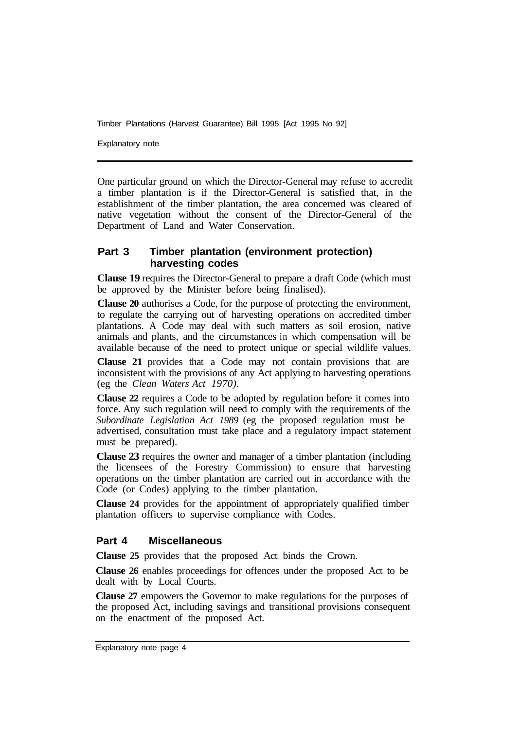One particular ground on which the Director-General may refuse to accredit a timber plantation is if the Director-General is satisfied that, in the establishment of the timber plantation, the area concerned was cleared of native vegetation without the consent of the Director-General of the Department of Land and Water Conservation.

## Part 3 Timber plantation (environment protection) harvesting codes

**Clause 19** requires the Director-General to prepare a draft Code (which must be approved by the Minister before being finalised).

**Clause 20** authorises a Code, for the purpose of protecting the environment, to regulate the carrying out of harvesting operations on accredited timber plantations. A Code may deal with such matters as soil erosion, native animals and plants, and the circumstances in which compensation will be available because of the need to protect unique or special wildlife values.

**Clause 21** provides that a Code may not contain provisions that are inconsistent with the provisions of any Act applying to harvesting operations (eg the *Clean Waters Act 1970)*.

**Clause 22** requires a Code to be adopted by regulation before it comes into force. Any such regulation will need to comply with the requirements of the *Subordinate Legislation Act 1989* (eg the proposed regulation must be advertised, consultation must take place and a regulatory impact statement must be prepared).

**Clause 23** requires the owner and manager of a timber plantation (including the licensees of the Forestry Commission) to ensure that harvesting operations on the timber plantation are carried out in accordance with the Code (or Codes) applying to the timber plantation.

**Clause 24** provides for the appointment of appropriately qualified timber plantation officers to supervise compliance with Codes.

## Part 4 Miscellaneous

**Clause 25** provides that the proposed Act binds the Crown.

**Clause 26** enables proceedings for offences under the proposed Act to be dealt with by Local Courts.

**Clause 27** empowers the Governor to make regulations for the purposes of the proposed Act, including savings and transitional provisions consequent on the enactment of the proposed Act.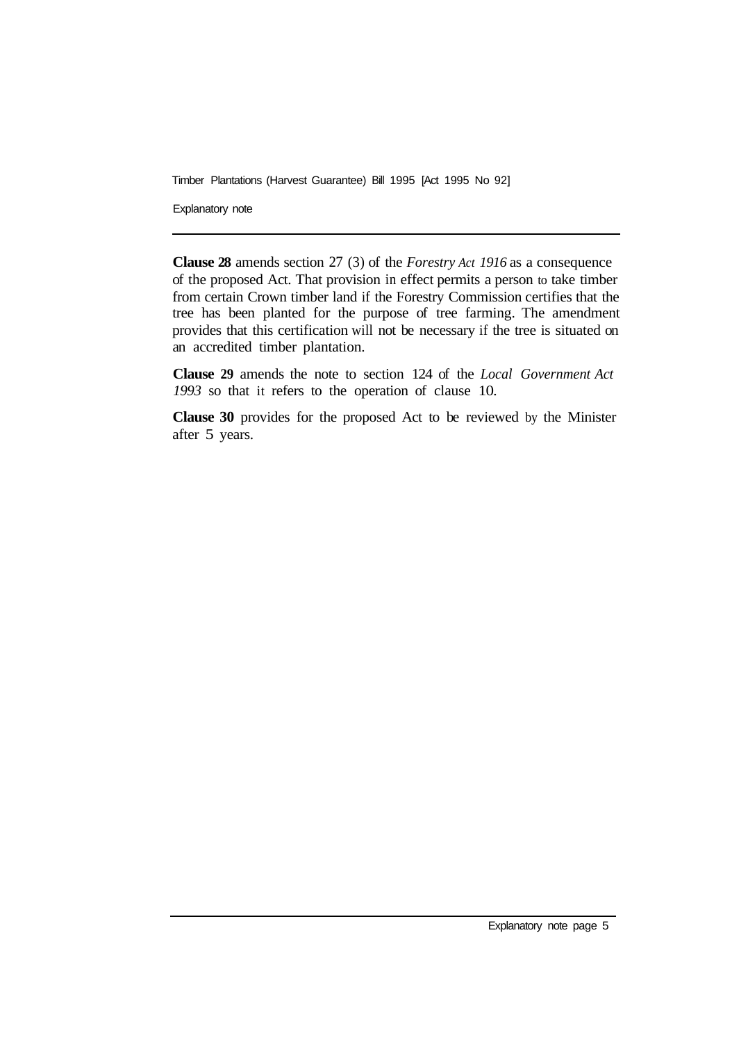**Clause 28** amends section 27 (3) of the *Forestry Act 1916* as a consequence of the proposed Act. That provision in effect permits a person to take timber from certain Crown timber land if the Forestry Commission certifies that the tree has been planted for the purpose of tree farming. The amendment provides that this certification will not be necessary if the tree is situated on an accredited timber plantation.

**Clause 29** amends the note to section 124 of the *Local Government Act 1993* so that it refers to the operation of clause 10.

**Clause 30** provides for the proposed Act to be reviewed by the Minister after 5 years.